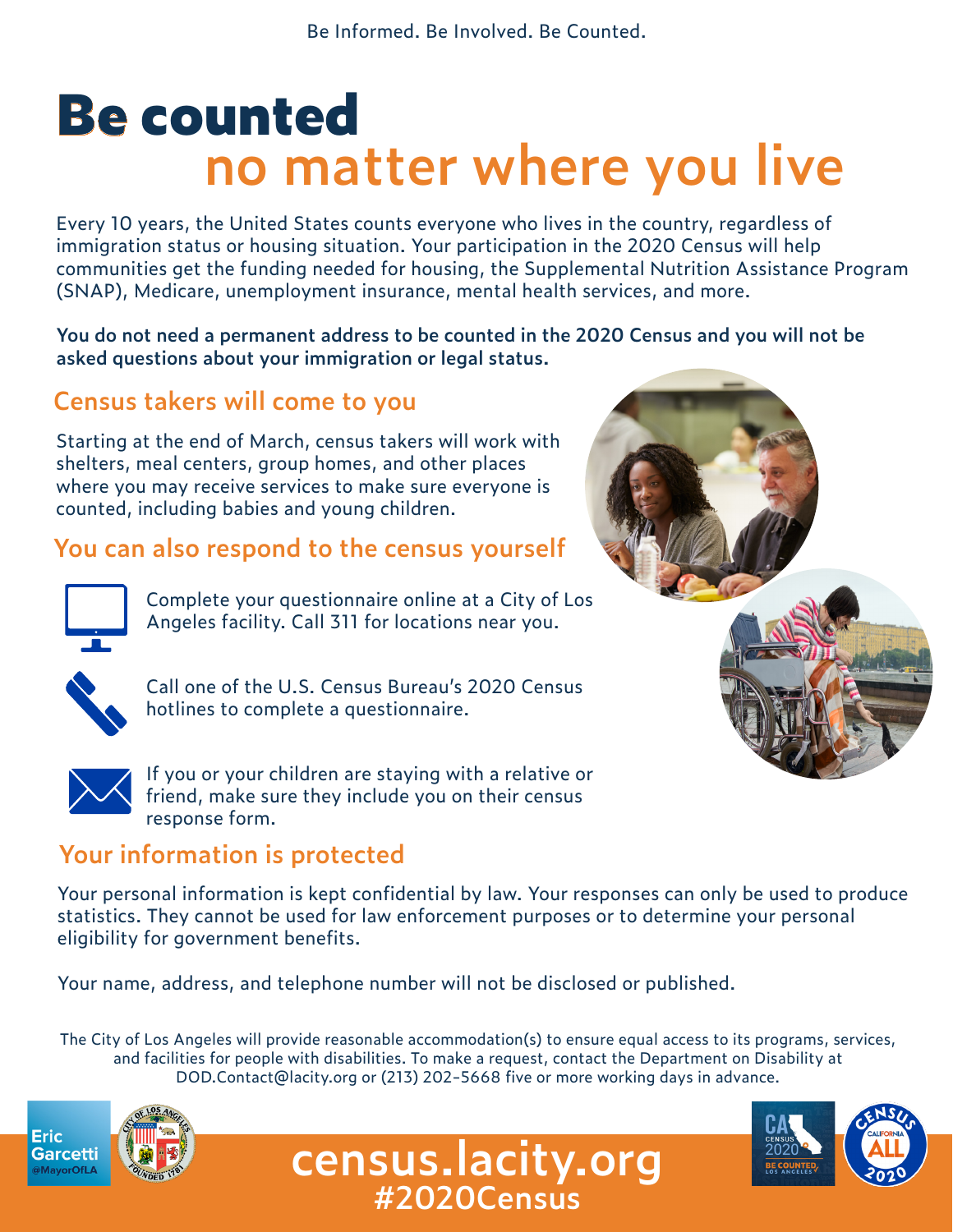Be Informed. Be Involved. Be Counted.

# Be counted no matter where you live

Every 10 years, the United States counts everyone who lives in the country, regardless of immigration status or housing situation. Your participation in the 2020 Census will help communities get the funding needed for housing, the Supplemental Nutrition Assistance Program (SNAP), Medicare, unemployment insurance, mental health services, and more.

**You do not need a permanent address to be counted in the 2020 Census and you will not be asked questions about your immigration or legal status.**

## Census takers will come to you

Starting at the end of March, census takers will work with shelters, meal centers, group homes, and other places where you may receive services to make sure everyone is counted, including babies and young children.

## You can also respond to the census yourself

- Complete your questionnaire online at a City of Los Angeles facility. Call 311 for locations near you.
- Call one of the U.S. Census Bureau's 2020 Census hotlines to complete a questionnaire.
- If you or your children are staying with a relative or friend, make sure they include you on their census response form.

## Your information is protected

Your personal information is kept confidential by law. Your responses can only be used to produce statistics. They cannot be used for law enforcement purposes or to determine your personal eligibility for government benefits.

Your name, address, and telephone number will not be disclosed or published.

The City of Los Angeles will provide reasonable accommodation(s) to ensure equal access to its programs, services, and facilities for people with disabilities. To make a request, contact the Department on Disability at DOD.Contact@lacity.org or (213) 202-5668 five or more working days in advance.

Eric Garcetti @MayorOfLA

**census.lacity.org**
**#2020Census**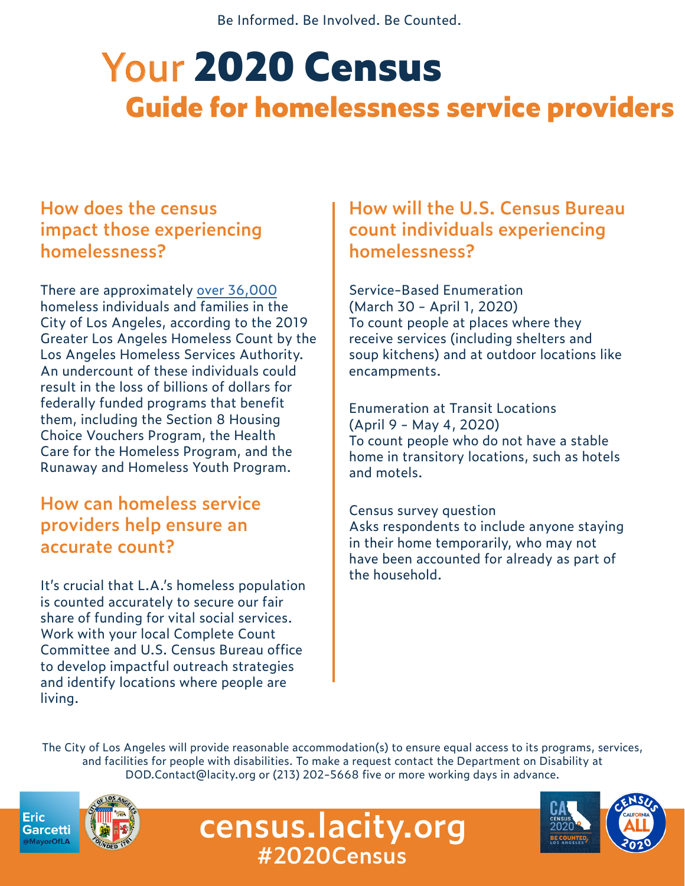Be Informed. Be Involved. Be Counted.

# Your 2020 Census

## Guide for homelessness service providers

### How does the census impact those experiencing homelessness?

There are approximately over 36,000 homeless individuals and families in the City of Los Angeles, according to the 2019 Greater Los Angeles Homeless Count by the Los Angeles Homeless Services Authority. An undercount of these individuals could result in the loss of billions of dollars for federally funded programs that benefit them, including the Section 8 Housing Choice Vouchers Program, the Health Care for the Homeless Program, and the Runaway and Homeless Youth Program.

### How can homeless service providers help ensure an accurate count?

It's crucial that L.A.'s homeless population is counted accurately to secure our fair share of funding for vital social services. Work with your local Complete Count Committee and U.S. Census Bureau office to develop impactful outreach strategies and identify locations where people are living.

### How will the U.S. Census Bureau count individuals experiencing homelessness?

Service-Based Enumeration
(March 30 - April 1, 2020)
To count people at places where they receive services (including shelters and soup kitchens) and at outdoor locations like encampments.

Enumeration at Transit Locations
(April 9 - May 4, 2020)
To count people who do not have a stable home in transitory locations, such as hotels and motels.

Census survey question
Asks respondents to include anyone staying in their home temporarily, who may not have been accounted for already as part of the household.

The City of Los Angeles will provide reasonable accommodation(s) to ensure equal access to its programs, services, and facilities for people with disabilities. To make a request contact the Department on Disability at DOD.Contact@lacity.org or (213) 202-5668 five or more working days in advance.

Eric Garcetti @MayorOfLA

census.lacity.org
#2020Census